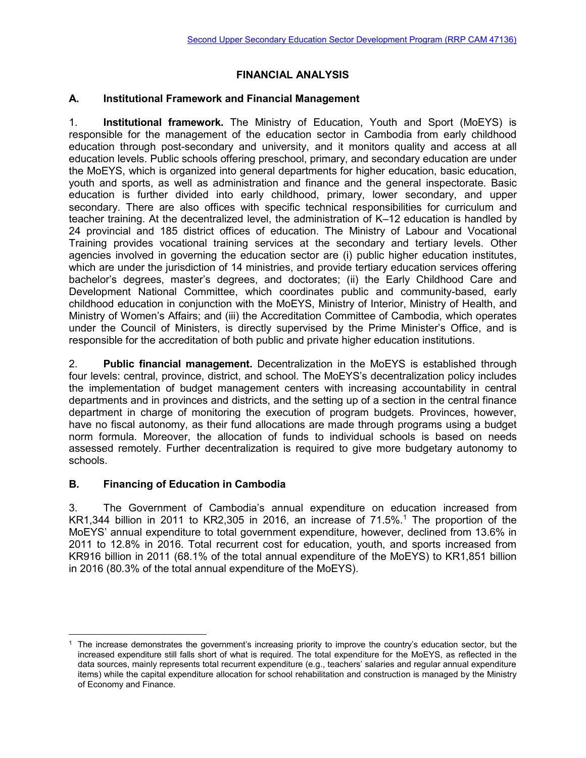# FINANCIAL ANALYSIS

## A. Institutional Framework and Financial Management

1. **Institutional framework.** The Ministry of Education, Youth and Sport (MoEYS) is responsible for the management of the education sector in Cambodia from early childhood education through post-secondary and university, and it monitors quality and access at all education levels. Public schools offering preschool, primary, and secondary education are under the MoEYS, which is organized into general departments for higher education, basic education, youth and sports, as well as administration and finance and the general inspectorate. Basic education is further divided into early childhood, primary, lower secondary, and upper secondary. There are also offices with specific technical responsibilities for curriculum and teacher training. At the decentralized level, the administration of K–12 education is handled by 24 provincial and 185 district offices of education. The Ministry of Labour and Vocational Training provides vocational training services at the secondary and tertiary levels. Other agencies involved in governing the education sector are (i) public higher education institutes, which are under the jurisdiction of 14 ministries, and provide tertiary education services offering bachelor's degrees, master's degrees, and doctorates; (ii) the Early Childhood Care and Development National Committee, which coordinates public and community-based, early childhood education in conjunction with the MoEYS, Ministry of Interior, Ministry of Health, and Ministry of Women's Affairs; and (iii) the Accreditation Committee of Cambodia, which operates under the Council of Ministers, is directly supervised by the Prime Minister's Office, and is responsible for the accreditation of both public and private higher education institutions.

2. **Public financial management.** Decentralization in the MoEYS is established through four levels: central, province, district, and school. The MoEYS's decentralization policy includes the implementation of budget management centers with increasing accountability in central departments and in provinces and districts, and the setting up of a section in the central finance department in charge of monitoring the execution of program budgets. Provinces, however, have no fiscal autonomy, as their fund allocations are made through programs using a budget norm formula. Moreover, the allocation of funds to individual schools is based on needs assessed remotely. Further decentralization is required to give more budgetary autonomy to schools.

## B. Financing of Education in Cambodia

3. The Government of Cambodia's annual expenditure on education increased from KR1,344 billion in 2011 to KR2,305 in 2016, an increase of 71.5%.[1] The proportion of the MoEYS' annual expenditure to total government expenditure, however, declined from 13.6% in 2011 to 12.8% in 2016. Total recurrent cost for education, youth, and sports increased from KR916 billion in 2011 (68.1% of the total annual expenditure of the MoEYS) to KR1,851 billion in 2016 (80.3% of the total annual expenditure of the MoEYS).

---

[1] The increase demonstrates the government's increasing priority to improve the country's education sector, but the increased expenditure still falls short of what is required. The total expenditure for the MoEYS, as reflected in the data sources, mainly represents total recurrent expenditure (e.g., teachers' salaries and regular annual expenditure items) while the capital expenditure allocation for school rehabilitation and construction is managed by the Ministry of Economy and Finance.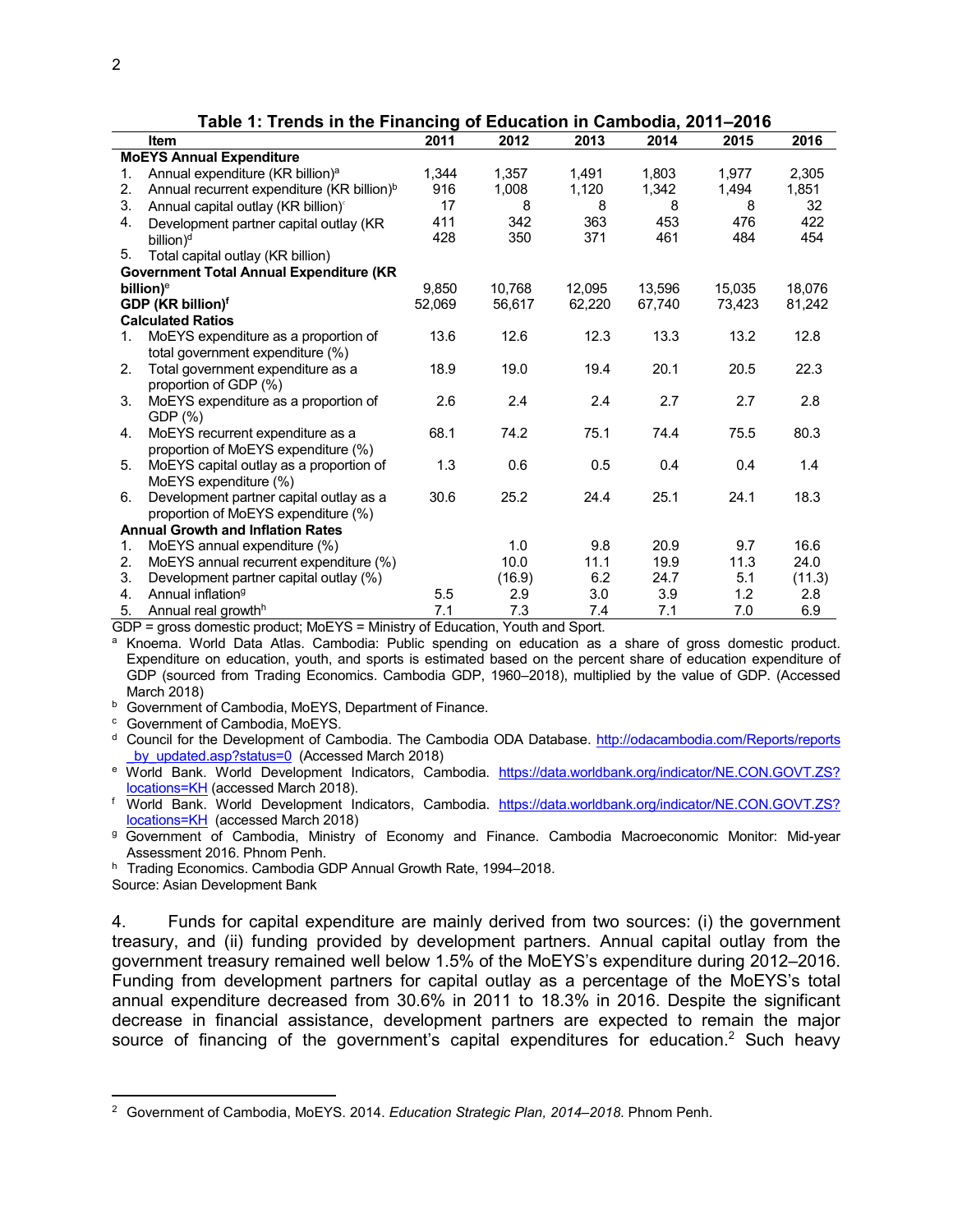**Table 1: Trends in the Financing of Education in Cambodia, 2011–2016**

| Item | 2011 | 2012 | 2013 | 2014 | 2015 | 2016 |
|---|---|---|---|---|---|---|
| **MoEYS Annual Expenditure** | | | | | | |
| 1. Annual expenditure (KR billion)[a] | 1,344 | 1,357 | 1,491 | 1,803 | 1,977 | 2,305 |
| 2. Annual recurrent expenditure (KR billion)[b] | 916 | 1,008 | 1,120 | 1,342 | 1,494 | 1,851 |
| 3. Annual capital outlay (KR billion)[c] | 17 | 8 | 8 | 8 | 8 | 32 |
| 4. Development partner capital outlay (KR billion)[d] | 411 | 342 | 363 | 453 | 476 | 422 |
| 5. Total capital outlay (KR billion) | 428 | 350 | 371 | 461 | 484 | 454 |
| **Government Total Annual Expenditure (KR billion)**[e] | 9,850 | 10,768 | 12,095 | 13,596 | 15,035 | 18,076 |
| **GDP (KR billion)**[f] | 52,069 | 56,617 | 62,220 | 67,740 | 73,423 | 81,242 |
| **Calculated Ratios** | | | | | | |
| 1. MoEYS expenditure as a proportion of total government expenditure (%) | 13.6 | 12.6 | 12.3 | 13.3 | 13.2 | 12.8 |
| 2. Total government expenditure as a proportion of GDP (%) | 18.9 | 19.0 | 19.4 | 20.1 | 20.5 | 22.3 |
| 3. MoEYS expenditure as a proportion of GDP (%) | 2.6 | 2.4 | 2.4 | 2.7 | 2.7 | 2.8 |
| 4. MoEYS recurrent expenditure as a proportion of MoEYS expenditure (%) | 68.1 | 74.2 | 75.1 | 74.4 | 75.5 | 80.3 |
| 5. MoEYS capital outlay as a proportion of MoEYS expenditure (%) | 1.3 | 0.6 | 0.5 | 0.4 | 0.4 | 1.4 |
| 6. Development partner capital outlay as a proportion of MoEYS expenditure (%) | 30.6 | 25.2 | 24.4 | 25.1 | 24.1 | 18.3 |
| **Annual Growth and Inflation Rates** | | | | | | |
| 1. MoEYS annual expenditure (%) | | 1.0 | 9.8 | 20.9 | 9.7 | 16.6 |
| 2. MoEYS annual recurrent expenditure (%) | | 10.0 | 11.1 | 19.9 | 11.3 | 24.0 |
| 3. Development partner capital outlay (%) | | (16.9) | 6.2 | 24.7 | 5.1 | (11.3) |
| 4. Annual inflation[g] | 5.5 | 2.9 | 3.0 | 3.9 | 1.2 | 2.8 |
| 5. Annual real growth[h] | 7.1 | 7.3 | 7.4 | 7.1 | 7.0 | 6.9 |

GDP = gross domestic product; MoEYS = Ministry of Education, Youth and Sport.

[a] Knoema. World Data Atlas. Cambodia: Public spending on education as a share of gross domestic product. Expenditure on education, youth, and sports is estimated based on the percent share of education expenditure of GDP (sourced from Trading Economics. Cambodia GDP, 1960–2018), multiplied by the value of GDP. (Accessed March 2018)

[b] Government of Cambodia, MoEYS, Department of Finance.

[c] Government of Cambodia, MoEYS.

[d] Council for the Development of Cambodia. The Cambodia ODA Database. http://odacambodia.com/Reports/reports_by_updated.asp?status=0 (Accessed March 2018)

[e] World Bank. World Development Indicators, Cambodia. https://data.worldbank.org/indicator/NE.CON.GOVT.ZS?locations=KH (accessed March 2018).

[f] World Bank. World Development Indicators, Cambodia. https://data.worldbank.org/indicator/NE.CON.GOVT.ZS?locations=KH (accessed March 2018)

[g] Government of Cambodia, Ministry of Economy and Finance. Cambodia Macroeconomic Monitor: Mid-year Assessment 2016. Phnom Penh.

[h] Trading Economics. Cambodia GDP Annual Growth Rate, 1994–2018.

Source: Asian Development Bank

4. Funds for capital expenditure are mainly derived from two sources: (i) the government treasury, and (ii) funding provided by development partners. Annual capital outlay from the government treasury remained well below 1.5% of the MoEYS's expenditure during 2012–2016. Funding from development partners for capital outlay as a percentage of the MoEYS's total annual expenditure decreased from 30.6% in 2011 to 18.3% in 2016. Despite the significant decrease in financial assistance, development partners are expected to remain the major source of financing of the government's capital expenditures for education.[2] Such heavy

[2] Government of Cambodia, MoEYS. 2014. *Education Strategic Plan, 2014–2018.* Phnom Penh.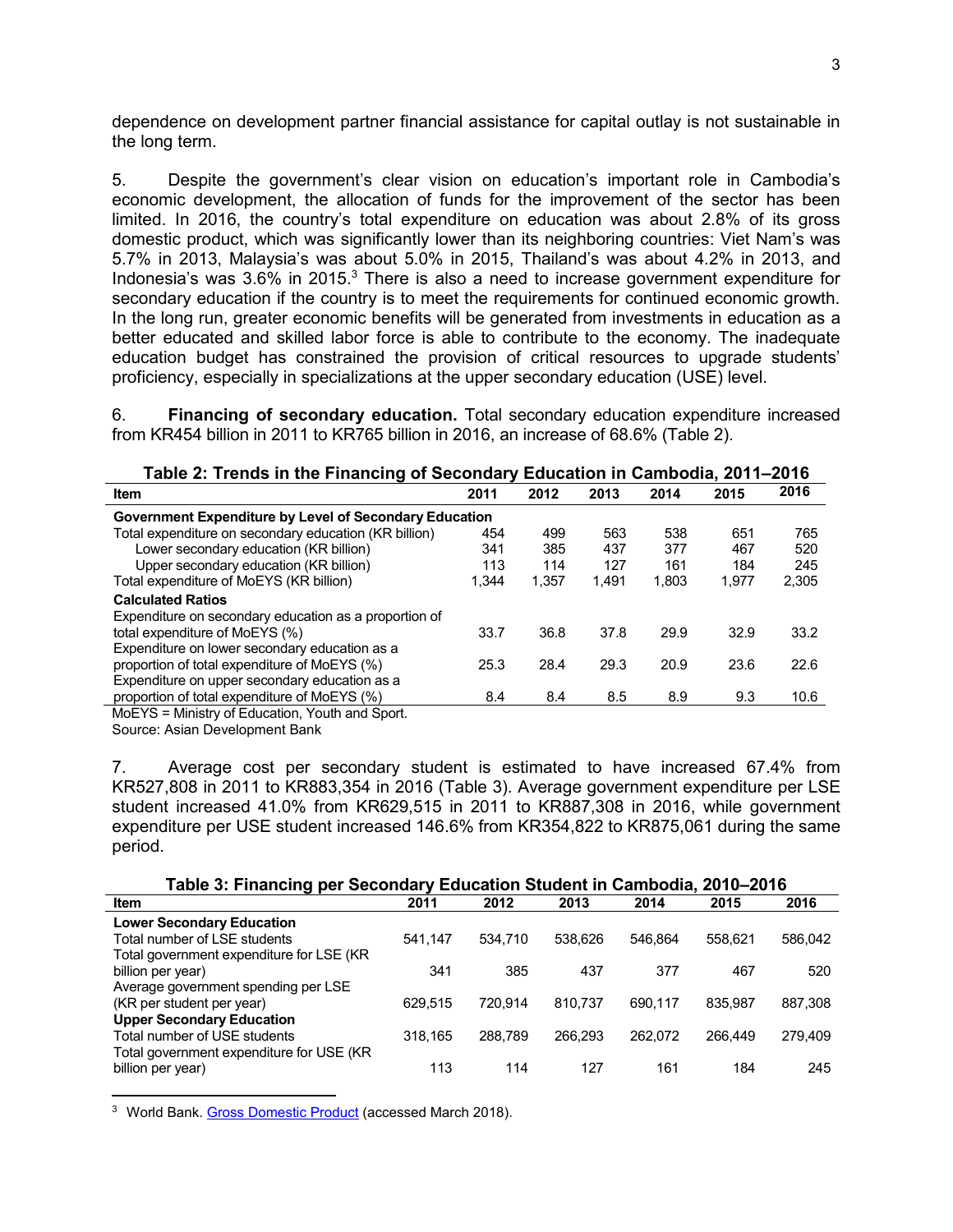dependence on development partner financial assistance for capital outlay is not sustainable in the long term.

5. Despite the government's clear vision on education's important role in Cambodia's economic development, the allocation of funds for the improvement of the sector has been limited. In 2016, the country's total expenditure on education was about 2.8% of its gross domestic product, which was significantly lower than its neighboring countries: Viet Nam's was 5.7% in 2013, Malaysia's was about 5.0% in 2015, Thailand's was about 4.2% in 2013, and Indonesia's was 3.6% in 2015.[3] There is also a need to increase government expenditure for secondary education if the country is to meet the requirements for continued economic growth. In the long run, greater economic benefits will be generated from investments in education as a better educated and skilled labor force is able to contribute to the economy. The inadequate education budget has constrained the provision of critical resources to upgrade students' proficiency, especially in specializations at the upper secondary education (USE) level.

6. **Financing of secondary education.** Total secondary education expenditure increased from KR454 billion in 2011 to KR765 billion in 2016, an increase of 68.6% (Table 2).

**Table 2: Trends in the Financing of Secondary Education in Cambodia, 2011–2016**

| Item | 2011 | 2012 | 2013 | 2014 | 2015 | 2016 |
|---|---|---|---|---|---|---|
| **Government Expenditure by Level of Secondary Education** | | | | | | |
| Total expenditure on secondary education (KR billion) | 454 | 499 | 563 | 538 | 651 | 765 |
| Lower secondary education (KR billion) | 341 | 385 | 437 | 377 | 467 | 520 |
| Upper secondary education (KR billion) | 113 | 114 | 127 | 161 | 184 | 245 |
| Total expenditure of MoEYS (KR billion) | 1,344 | 1,357 | 1,491 | 1,803 | 1,977 | 2,305 |
| **Calculated Ratios** | | | | | | |
| Expenditure on secondary education as a proportion of total expenditure of MoEYS (%) | 33.7 | 36.8 | 37.8 | 29.9 | 32.9 | 33.2 |
| Expenditure on lower secondary education as a proportion of total expenditure of MoEYS (%) | 25.3 | 28.4 | 29.3 | 20.9 | 23.6 | 22.6 |
| Expenditure on upper secondary education as a proportion of total expenditure of MoEYS (%) | 8.4 | 8.4 | 8.5 | 8.9 | 9.3 | 10.6 |

MoEYS = Ministry of Education, Youth and Sport.

Source: Asian Development Bank

7. Average cost per secondary student is estimated to have increased 67.4% from KR527,808 in 2011 to KR883,354 in 2016 (Table 3). Average government expenditure per LSE student increased 41.0% from KR629,515 in 2011 to KR887,308 in 2016, while government expenditure per USE student increased 146.6% from KR354,822 to KR875,061 during the same period.

**Table 3: Financing per Secondary Education Student in Cambodia, 2010–2016**

| Item | 2011 | 2012 | 2013 | 2014 | 2015 | 2016 |
|---|---|---|---|---|---|---|
| **Lower Secondary Education** | | | | | | |
| Total number of LSE students | 541,147 | 534,710 | 538,626 | 546,864 | 558,621 | 586,042 |
| Total government expenditure for LSE (KR billion per year) | 341 | 385 | 437 | 377 | 467 | 520 |
| Average government spending per LSE (KR per student per year) | 629,515 | 720,914 | 810,737 | 690,117 | 835,987 | 887,308 |
| **Upper Secondary Education** | | | | | | |
| Total number of USE students | 318,165 | 288,789 | 266,293 | 262,072 | 266,449 | 279,409 |
| Total government expenditure for USE (KR billion per year) | 113 | 114 | 127 | 161 | 184 | 245 |

[3] World Bank. Gross Domestic Product (accessed March 2018).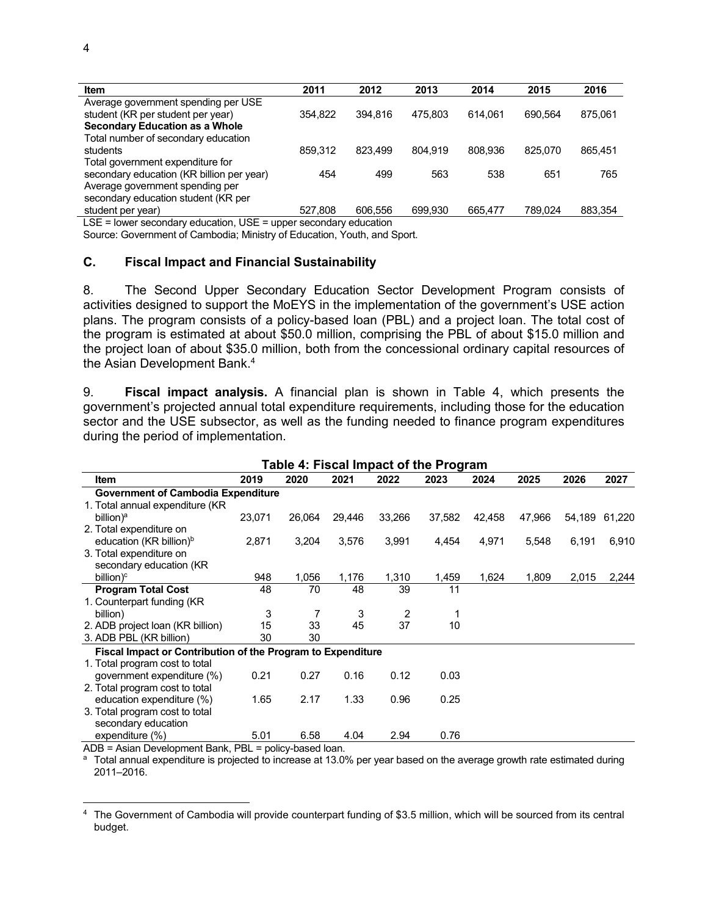| Item | 2011 | 2012 | 2013 | 2014 | 2015 | 2016 |
|---|---|---|---|---|---|---|
| Average government spending per USE student (KR per student per year) | 354,822 | 394,816 | 475,803 | 614,061 | 690,564 | 875,061 |
| **Secondary Education as a Whole** | | | | | | |
| Total number of secondary education students | 859,312 | 823,499 | 804,919 | 808,936 | 825,070 | 865,451 |
| Total government expenditure for secondary education (KR billion per year) | 454 | 499 | 563 | 538 | 651 | 765 |
| Average government spending per secondary education student (KR per student per year) | 527,808 | 606,556 | 699,930 | 665,477 | 789,024 | 883,354 |

LSE = lower secondary education, USE = upper secondary education

Source: Government of Cambodia; Ministry of Education, Youth, and Sport.

### C. Fiscal Impact and Financial Sustainability

8. The Second Upper Secondary Education Sector Development Program consists of activities designed to support the MoEYS in the implementation of the government's USE action plans. The program consists of a policy-based loan (PBL) and a project loan. The total cost of the program is estimated at about $50.0 million, comprising the PBL of about $15.0 million and the project loan of about $35.0 million, both from the concessional ordinary capital resources of the Asian Development Bank.[4]

9. **Fiscal impact analysis.** A financial plan is shown in Table 4, which presents the government's projected annual total expenditure requirements, including those for the education sector and the USE subsector, as well as the funding needed to finance program expenditures during the period of implementation.

**Table 4: Fiscal Impact of the Program**

| Item | 2019 | 2020 | 2021 | 2022 | 2023 | 2024 | 2025 | 2026 | 2027 |
|---|---|---|---|---|---|---|---|---|---|
| **Government of Cambodia Expenditure** | | | | | | | | | |
| 1. Total annual expenditure (KR billion)[a] | 23,071 | 26,064 | 29,446 | 33,266 | 37,582 | 42,458 | 47,966 | 54,189 | 61,220 |
| 2. Total expenditure on education (KR billion)[b] | 2,871 | 3,204 | 3,576 | 3,991 | 4,454 | 4,971 | 5,548 | 6,191 | 6,910 |
| 3. Total expenditure on secondary education (KR billion)[c] | 948 | 1,056 | 1,176 | 1,310 | 1,459 | 1,624 | 1,809 | 2,015 | 2,244 |
| **Program Total Cost** | 48 | 70 | 48 | 39 | 11 | | | | |
| 1. Counterpart funding (KR billion) | 3 | 7 | 3 | 2 | 1 | | | | |
| 2. ADB project loan (KR billion) | 15 | 33 | 45 | 37 | 10 | | | | |
| 3. ADB PBL (KR billion) | 30 | 30 | | | | | | | |
| **Fiscal Impact or Contribution of the Program to Expenditure** | | | | | | | | | |
| 1. Total program cost to total government expenditure (%) | 0.21 | 0.27 | 0.16 | 0.12 | 0.03 | | | | |
| 2. Total program cost to total education expenditure (%) | 1.65 | 2.17 | 1.33 | 0.96 | 0.25 | | | | |
| 3. Total program cost to total secondary education expenditure (%) | 5.01 | 6.58 | 4.04 | 2.94 | 0.76 | | | | |

ADB = Asian Development Bank, PBL = policy-based loan.

[a] Total annual expenditure is projected to increase at 13.0% per year based on the average growth rate estimated during 2011–2016.

[4] The Government of Cambodia will provide counterpart funding of $3.5 million, which will be sourced from its central budget.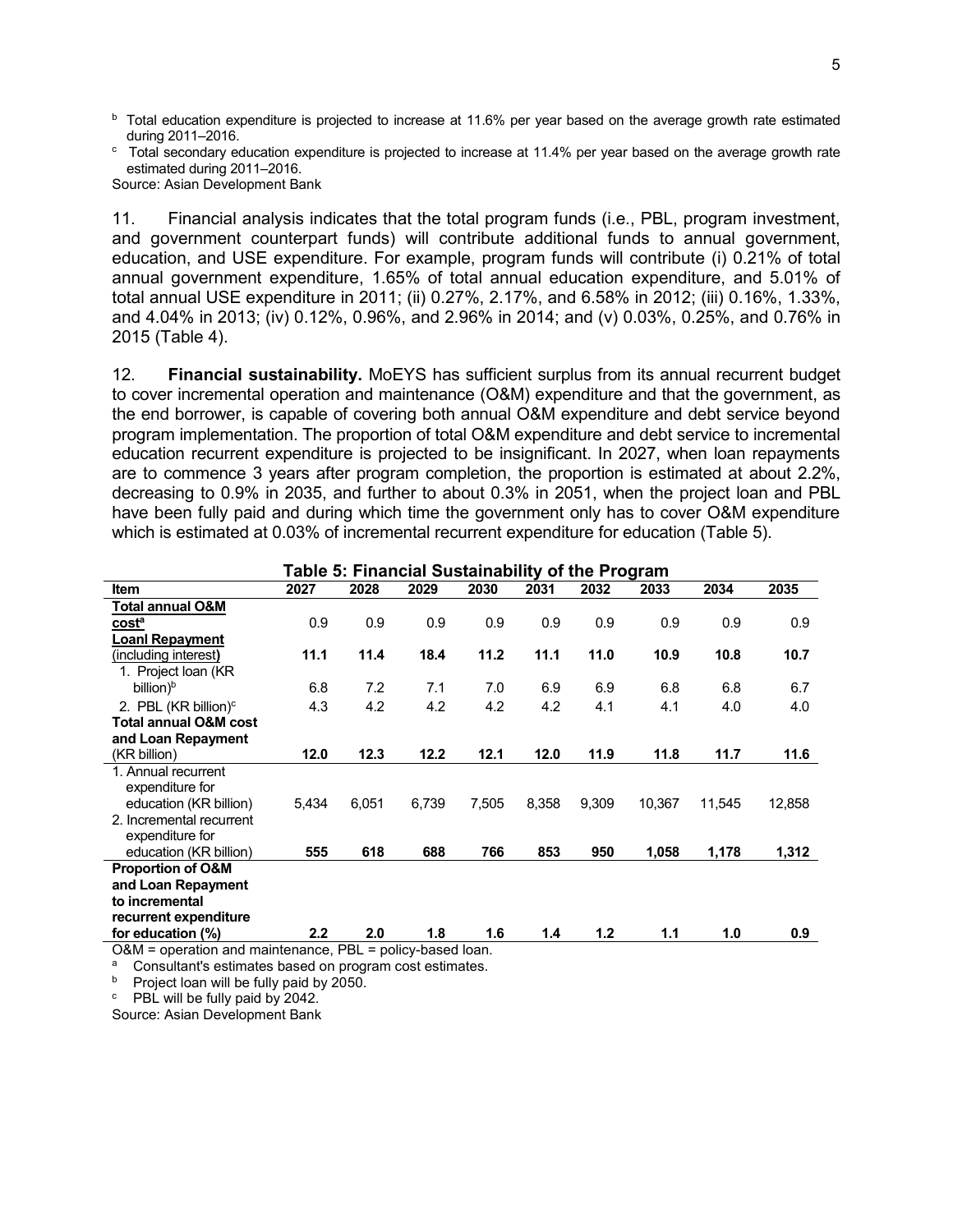[b] Total education expenditure is projected to increase at 11.6% per year based on the average growth rate estimated during 2011–2016.

[c] Total secondary education expenditure is projected to increase at 11.4% per year based on the average growth rate estimated during 2011–2016.

Source: Asian Development Bank

11. Financial analysis indicates that the total program funds (i.e., PBL, program investment, and government counterpart funds) will contribute additional funds to annual government, education, and USE expenditure. For example, program funds will contribute (i) 0.21% of total annual government expenditure, 1.65% of total annual education expenditure, and 5.01% of total annual USE expenditure in 2011; (ii) 0.27%, 2.17%, and 6.58% in 2012; (iii) 0.16%, 1.33%, and 4.04% in 2013; (iv) 0.12%, 0.96%, and 2.96% in 2014; and (v) 0.03%, 0.25%, and 0.76% in 2015 (Table 4).

12. **Financial sustainability.** MoEYS has sufficient surplus from its annual recurrent budget to cover incremental operation and maintenance (O&M) expenditure and that the government, as the end borrower, is capable of covering both annual O&M expenditure and debt service beyond program implementation. The proportion of total O&M expenditure and debt service to incremental education recurrent expenditure is projected to be insignificant. In 2027, when loan repayments are to commence 3 years after program completion, the proportion is estimated at about 2.2%, decreasing to 0.9% in 2035, and further to about 0.3% in 2051, when the project loan and PBL have been fully paid and during which time the government only has to cover O&M expenditure which is estimated at 0.03% of incremental recurrent expenditure for education (Table 5).

**Table 5: Financial Sustainability of the Program**

| Item | 2027 | 2028 | 2029 | 2030 | 2031 | 2032 | 2033 | 2034 | 2035 |
|---|---|---|---|---|---|---|---|---|---|
| **Total annual O&M cost[a]** | 0.9 | 0.9 | 0.9 | 0.9 | 0.9 | 0.9 | 0.9 | 0.9 | 0.9 |
| **Loanl Repayment (including interest)** | **11.1** | **11.4** | **18.4** | **11.2** | **11.1** | **11.0** | **10.9** | **10.8** | **10.7** |
| 1. Project loan (KR billion)[b] | 6.8 | 7.2 | 7.1 | 7.0 | 6.9 | 6.9 | 6.8 | 6.8 | 6.7 |
| 2. PBL (KR billion)[c] | 4.3 | 4.2 | 4.2 | 4.2 | 4.2 | 4.1 | 4.1 | 4.0 | 4.0 |
| **Total annual O&M cost and Loan Repayment** (KR billion) | **12.0** | **12.3** | **12.2** | **12.1** | **12.0** | **11.9** | **11.8** | **11.7** | **11.6** |
| 1. Annual recurrent expenditure for education (KR billion) | 5,434 | 6,051 | 6,739 | 7,505 | 8,358 | 9,309 | 10,367 | 11,545 | 12,858 |
| 2. Incremental recurrent expenditure for education (KR billion) | **555** | **618** | **688** | **766** | **853** | **950** | **1,058** | **1,178** | **1,312** |
| **Proportion of O&M and Loan Repayment to incremental recurrent expenditure for education (%)** | **2.2** | **2.0** | **1.8** | **1.6** | **1.4** | **1.2** | **1.1** | **1.0** | **0.9** |

O&M = operation and maintenance, PBL = policy-based loan.

[a] Consultant's estimates based on program cost estimates.

[b] Project loan will be fully paid by 2050.

[c] PBL will be fully paid by 2042.

Source: Asian Development Bank